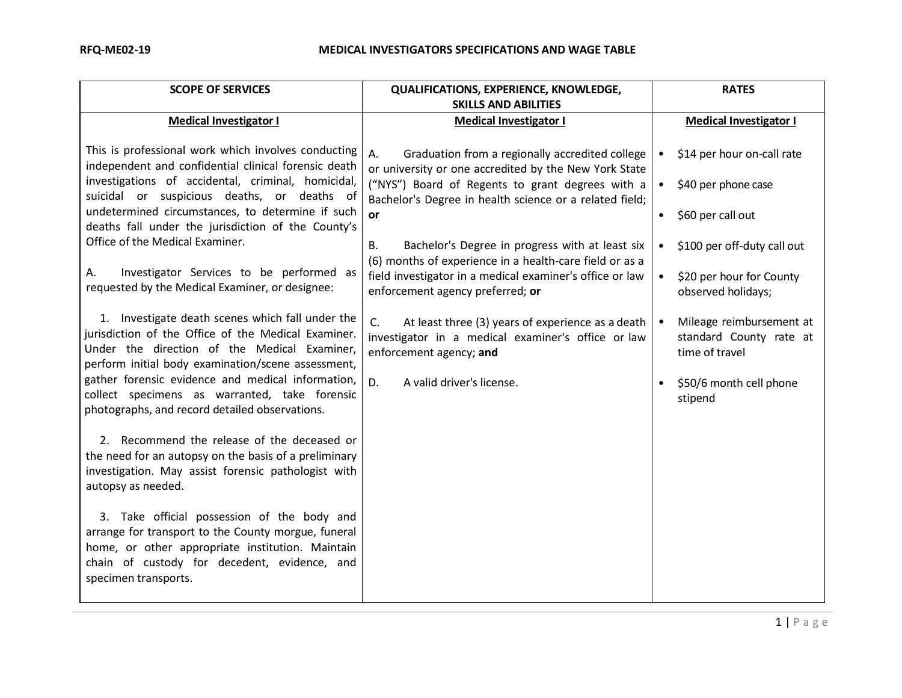# RFQ-ME02-19 MEDICAL INVESTIGATORS SPECIFICATIONS AND WAGE TABLE

| SCOPE OF SERVICES | QUALIFICATIONS, EXPERIENCE, KNOWLEDGE, SKILLS AND ABILITIES | RATES |
|---|---|---|
| **Medical Investigator I** | **Medical Investigator I** | **Medical Investigator I** |
| This is professional work which involves conducting independent and confidential clinical forensic death investigations of accidental, criminal, homicidal, suicidal or suspicious deaths, or deaths of undetermined circumstances, to determine if such deaths fall under the jurisdiction of the County's Office of the Medical Examiner.<br><br>A. Investigator Services to be performed as requested by the Medical Examiner, or designee:<br><br>1. Investigate death scenes which fall under the jurisdiction of the Office of the Medical Examiner. Under the direction of the Medical Examiner, perform initial body examination/scene assessment, gather forensic evidence and medical information, collect specimens as warranted, take forensic photographs, and record detailed observations.<br><br>2. Recommend the release of the deceased or the need for an autopsy on the basis of a preliminary investigation. May assist forensic pathologist with autopsy as needed.<br><br>3. Take official possession of the body and arrange for transport to the County morgue, funeral home, or other appropriate institution. Maintain chain of custody for decedent, evidence, and specimen transports. | A. Graduation from a regionally accredited college or university or one accredited by the New York State ("NYS") Board of Regents to grant degrees with a Bachelor's Degree in health science or a related field; **or**<br><br>B. Bachelor's Degree in progress with at least six (6) months of experience in a health-care field or as a field investigator in a medical examiner's office or law enforcement agency preferred; **or**<br><br>C. At least three (3) years of experience as a death investigator in a medical examiner's office or law enforcement agency; **and**<br><br>D. A valid driver's license. | • $14 per hour on-call rate<br><br>• $40 per phone case<br><br>• $60 per call out<br><br>• $100 per off-duty call out<br><br>• $20 per hour for County observed holidays;<br><br>• Mileage reimbursement at standard County rate at time of travel<br><br>• $50/6 month cell phone stipend |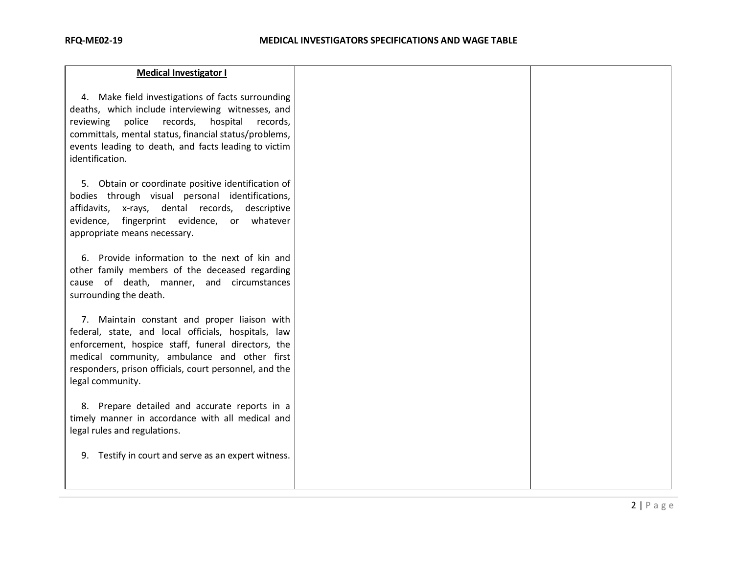| **Medical Investigator I** | | |
|---|---|---|
| 4. Make field investigations of facts surrounding deaths, which include interviewing witnesses, and reviewing police records, hospital records, committals, mental status, financial status/problems, events leading to death, and facts leading to victim identification.<br><br>5. Obtain or coordinate positive identification of bodies through visual personal identifications, affidavits, x-rays, dental records, descriptive evidence, fingerprint evidence, or whatever appropriate means necessary.<br><br>6. Provide information to the next of kin and other family members of the deceased regarding cause of death, manner, and circumstances surrounding the death.<br><br>7. Maintain constant and proper liaison with federal, state, and local officials, hospitals, law enforcement, hospice staff, funeral directors, the medical community, ambulance and other first responders, prison officials, court personnel, and the legal community.<br><br>8. Prepare detailed and accurate reports in a timely manner in accordance with all medical and legal rules and regulations.<br><br>9. Testify in court and serve as an expert witness. | | |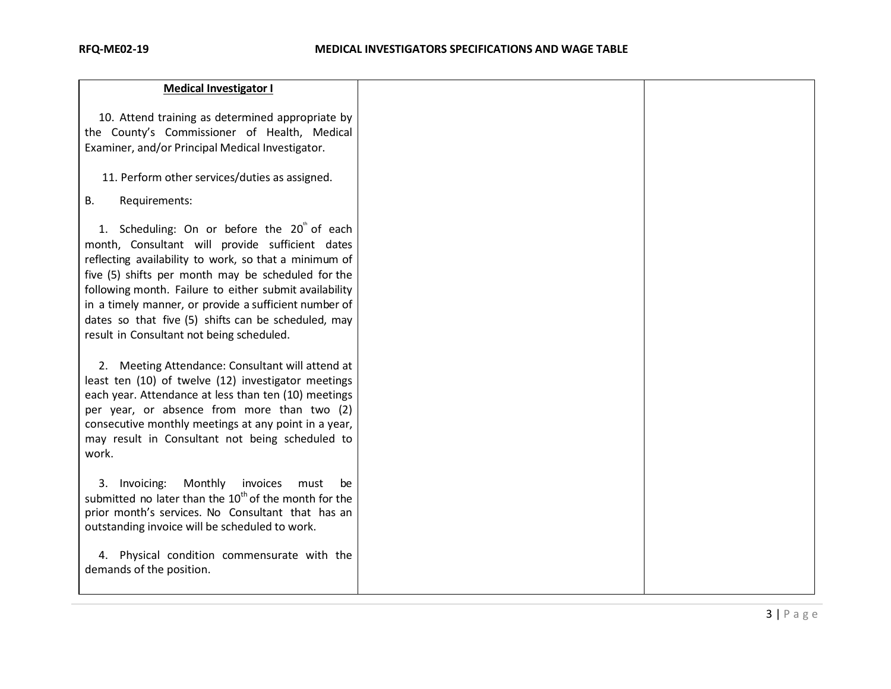| Medical Investigator I | | |
|---|---|---|
| 10. Attend training as determined appropriate by the County's Commissioner of Health, Medical Examiner, and/or Principal Medical Investigator.<br><br>11. Perform other services/duties as assigned.<br><br>B. Requirements:<br><br>1. Scheduling: On or before the 20th of each month, Consultant will provide sufficient dates reflecting availability to work, so that a minimum of five (5) shifts per month may be scheduled for the following month. Failure to either submit availability in a timely manner, or provide a sufficient number of dates so that five (5) shifts can be scheduled, may result in Consultant not being scheduled.<br><br>2. Meeting Attendance: Consultant will attend at least ten (10) of twelve (12) investigator meetings each year. Attendance at less than ten (10) meetings per year, or absence from more than two (2) consecutive monthly meetings at any point in a year, may result in Consultant not being scheduled to work.<br><br>3. Invoicing: Monthly invoices must be submitted no later than the 10th of the month for the prior month's services. No Consultant that has an outstanding invoice will be scheduled to work.<br><br>4. Physical condition commensurate with the demands of the position. | | |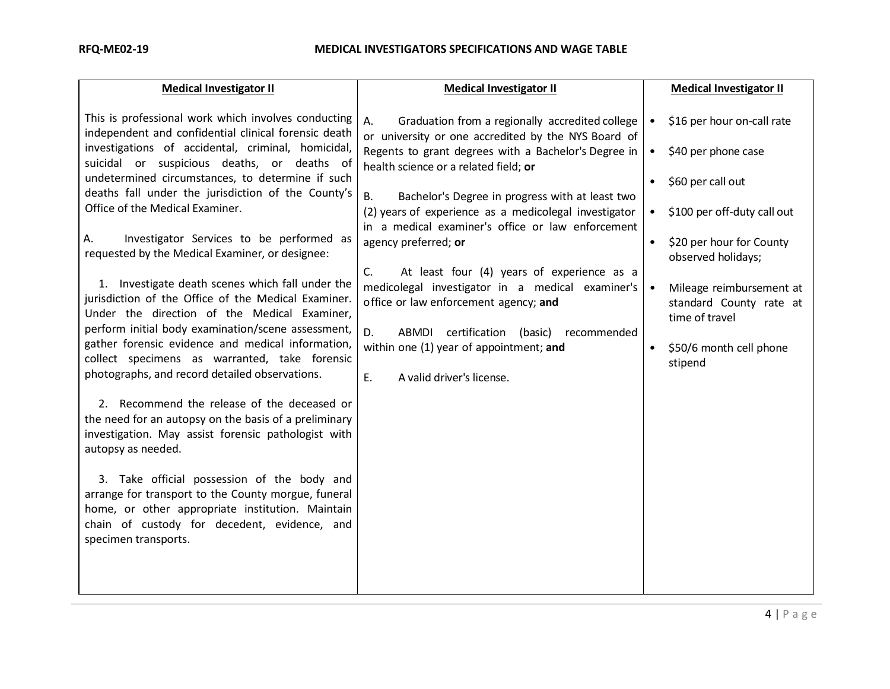| Medical Investigator II | Medical Investigator II | Medical Investigator II |
|---|---|---|
| This is professional work which involves conducting independent and confidential clinical forensic death investigations of accidental, criminal, homicidal, suicidal or suspicious deaths, or deaths of undetermined circumstances, to determine if such deaths fall under the jurisdiction of the County's Office of the Medical Examiner.<br><br>A. Investigator Services to be performed as requested by the Medical Examiner, or designee:<br><br>1. Investigate death scenes which fall under the jurisdiction of the Office of the Medical Examiner. Under the direction of the Medical Examiner, perform initial body examination/scene assessment, gather forensic evidence and medical information, collect specimens as warranted, take forensic photographs, and record detailed observations.<br><br>2. Recommend the release of the deceased or the need for an autopsy on the basis of a preliminary investigation. May assist forensic pathologist with autopsy as needed.<br><br>3. Take official possession of the body and arrange for transport to the County morgue, funeral home, or other appropriate institution. Maintain chain of custody for decedent, evidence, and specimen transports. | A. Graduation from a regionally accredited college or university or one accredited by the NYS Board of Regents to grant degrees with a Bachelor's Degree in health science or a related field; **or**<br><br>B. Bachelor's Degree in progress with at least two (2) years of experience as a medicolegal investigator in a medical examiner's office or law enforcement agency preferred; **or**<br><br>C. At least four (4) years of experience as a medicolegal investigator in a medical examiner's office or law enforcement agency; **and**<br><br>D. ABMDI certification (basic) recommended within one (1) year of appointment; **and**<br><br>E. A valid driver's license. | • $16 per hour on-call rate<br><br>• $40 per phone case<br><br>• $60 per call out<br><br>• $100 per off-duty call out<br><br>• $20 per hour for County observed holidays;<br><br>• Mileage reimbursement at standard County rate at time of travel<br><br>• $50/6 month cell phone stipend |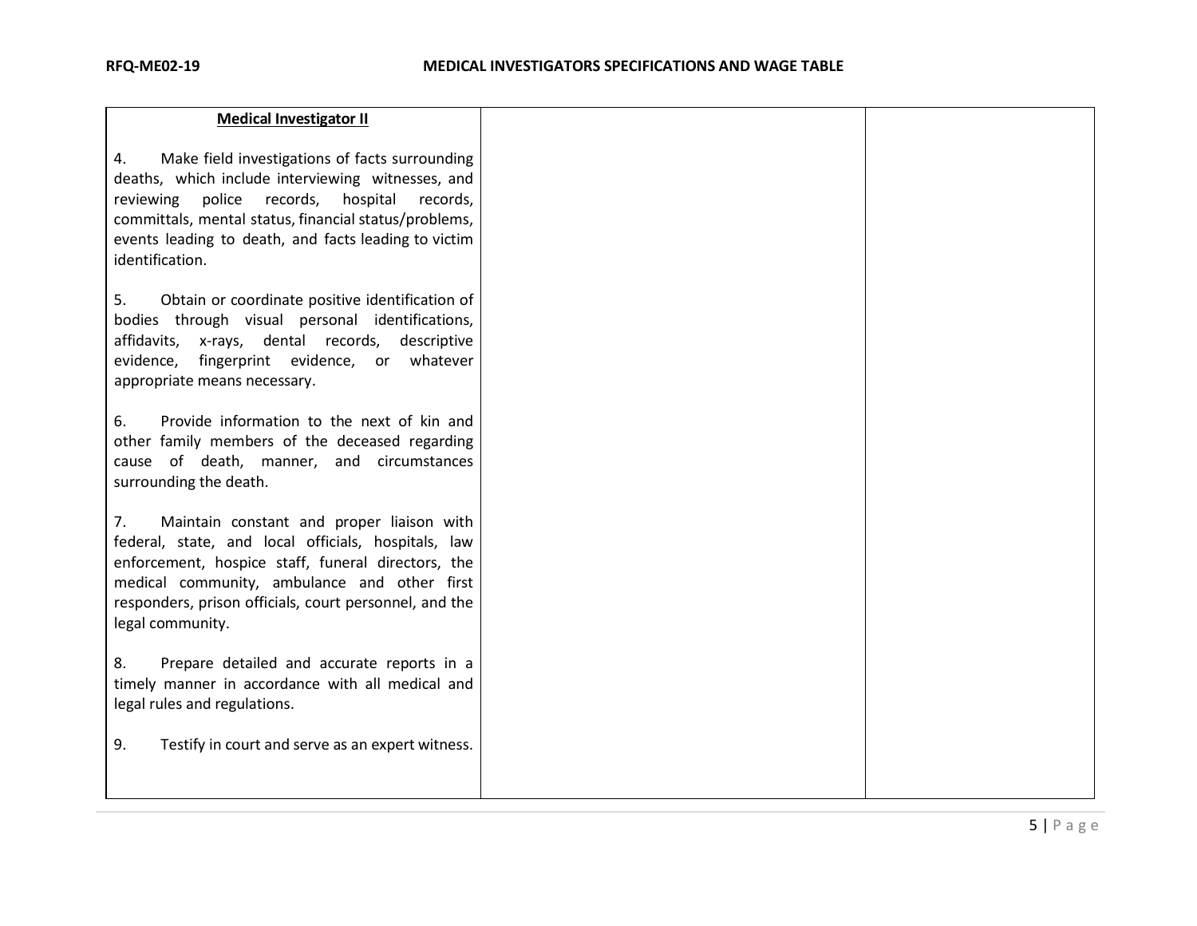| **Medical Investigator II** | | |
|---|---|---|
| 4. Make field investigations of facts surrounding deaths, which include interviewing witnesses, and reviewing police records, hospital records, committals, mental status, financial status/problems, events leading to death, and facts leading to victim identification.<br><br>5. Obtain or coordinate positive identification of bodies through visual personal identifications, affidavits, x-rays, dental records, descriptive evidence, fingerprint evidence, or whatever appropriate means necessary.<br><br>6. Provide information to the next of kin and other family members of the deceased regarding cause of death, manner, and circumstances surrounding the death.<br><br>7. Maintain constant and proper liaison with federal, state, and local officials, hospitals, law enforcement, hospice staff, funeral directors, the medical community, ambulance and other first responders, prison officials, court personnel, and the legal community.<br><br>8. Prepare detailed and accurate reports in a timely manner in accordance with all medical and legal rules and regulations.<br><br>9. Testify in court and serve as an expert witness. | | |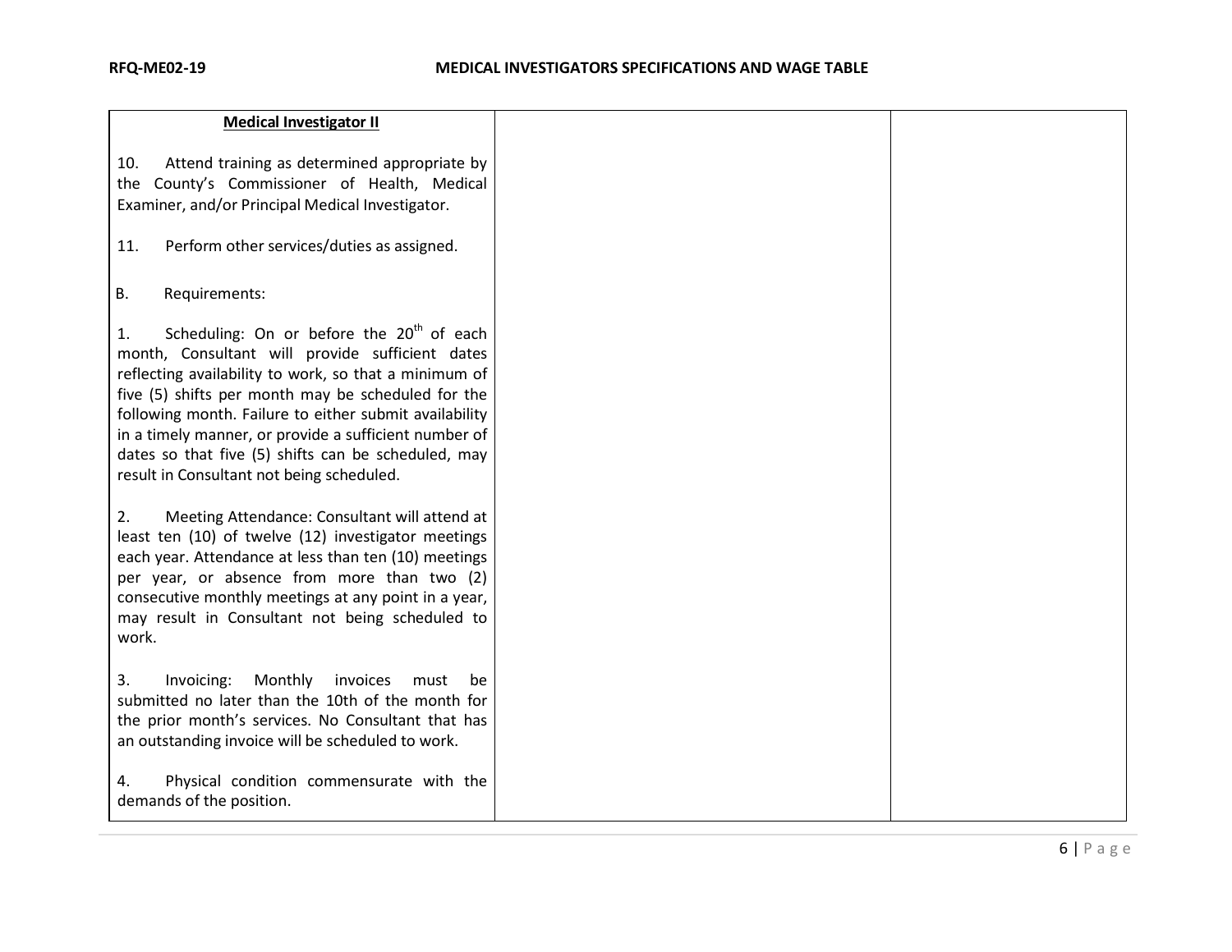| Medical Investigator II | | |
|---|---|---|
| 10. Attend training as determined appropriate by the County's Commissioner of Health, Medical Examiner, and/or Principal Medical Investigator.<br><br>11. Perform other services/duties as assigned.<br><br>B. Requirements:<br><br>1. Scheduling: On or before the 20th of each month, Consultant will provide sufficient dates reflecting availability to work, so that a minimum of five (5) shifts per month may be scheduled for the following month. Failure to either submit availability in a timely manner, or provide a sufficient number of dates so that five (5) shifts can be scheduled, may result in Consultant not being scheduled.<br><br>2. Meeting Attendance: Consultant will attend at least ten (10) of twelve (12) investigator meetings each year. Attendance at less than ten (10) meetings per year, or absence from more than two (2) consecutive monthly meetings at any point in a year, may result in Consultant not being scheduled to work.<br><br>3. Invoicing: Monthly invoices must be submitted no later than the 10th of the month for the prior month's services. No Consultant that has an outstanding invoice will be scheduled to work.<br><br>4. Physical condition commensurate with the demands of the position. | | |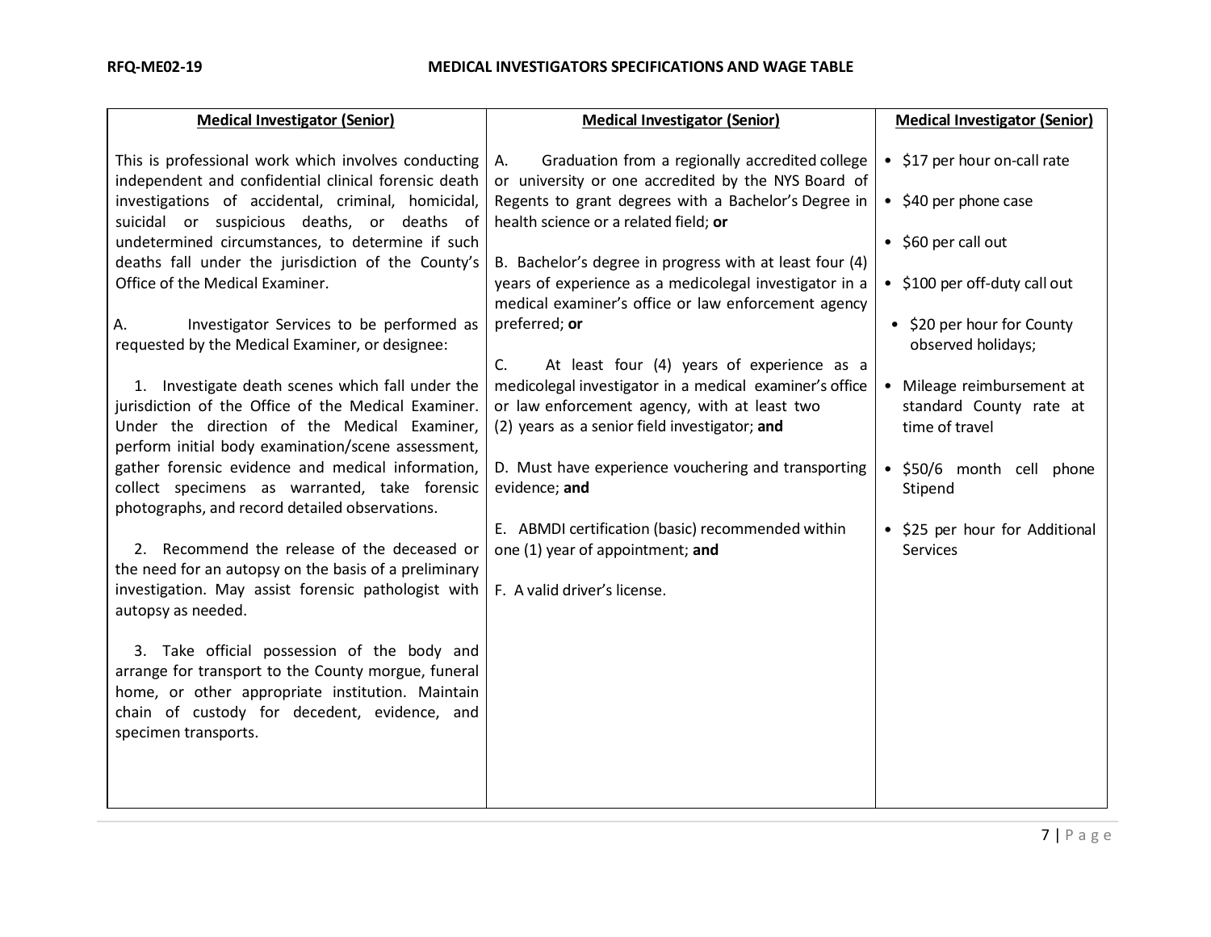RFQ-ME02-19 MEDICAL INVESTIGATORS SPECIFICATIONS AND WAGE TABLE

| **Medical Investigator (Senior)** | **Medical Investigator (Senior)** | **Medical Investigator (Senior)** |
|---|---|---|
| This is professional work which involves conducting independent and confidential clinical forensic death investigations of accidental, criminal, homicidal, suicidal or suspicious deaths, or deaths of undetermined circumstances, to determine if such deaths fall under the jurisdiction of the County's Office of the Medical Examiner.<br><br>A. Investigator Services to be performed as requested by the Medical Examiner, or designee:<br><br>1. Investigate death scenes which fall under the jurisdiction of the Office of the Medical Examiner. Under the direction of the Medical Examiner, perform initial body examination/scene assessment, gather forensic evidence and medical information, collect specimens as warranted, take forensic photographs, and record detailed observations.<br><br>2. Recommend the release of the deceased or the need for an autopsy on the basis of a preliminary investigation. May assist forensic pathologist with autopsy as needed.<br><br>3. Take official possession of the body and arrange for transport to the County morgue, funeral home, or other appropriate institution. Maintain chain of custody for decedent, evidence, and specimen transports. | A. Graduation from a regionally accredited college or university or one accredited by the NYS Board of Regents to grant degrees with a Bachelor's Degree in health science or a related field; **or**<br><br>B. Bachelor's degree in progress with at least four (4) years of experience as a medicolegal investigator in a medical examiner's office or law enforcement agency preferred; **or**<br><br>C. At least four (4) years of experience as a medicolegal investigator in a medical examiner's office or law enforcement agency, with at least two (2) years as a senior field investigator; **and**<br><br>D. Must have experience vouchering and transporting evidence; **and**<br><br>E. ABMDI certification (basic) recommended within one (1) year of appointment; **and**<br><br>F. A valid driver's license. | • $17 per hour on-call rate<br><br>• $40 per phone case<br><br>• $60 per call out<br><br>• $100 per off-duty call out<br><br>• $20 per hour for County observed holidays;<br><br>• Mileage reimbursement at standard County rate at time of travel<br><br>• $50/6 month cell phone Stipend<br><br>• $25 per hour for Additional Services |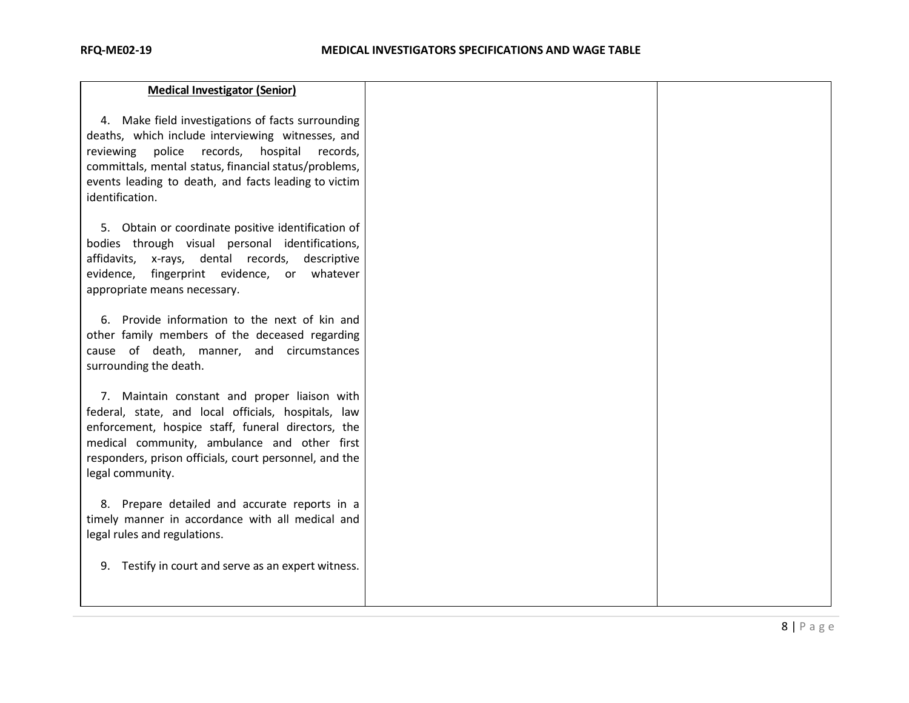| **Medical Investigator (Senior)**<br><br>4. Make field investigations of facts surrounding deaths, which include interviewing witnesses, and reviewing police records, hospital records, committals, mental status, financial status/problems, events leading to death, and facts leading to victim identification.<br><br>5. Obtain or coordinate positive identification of bodies through visual personal identifications, affidavits, x-rays, dental records, descriptive evidence, fingerprint evidence, or whatever appropriate means necessary.<br><br>6. Provide information to the next of kin and other family members of the deceased regarding cause of death, manner, and circumstances surrounding the death.<br><br>7. Maintain constant and proper liaison with federal, state, and local officials, hospitals, law enforcement, hospice staff, funeral directors, the medical community, ambulance and other first responders, prison officials, court personnel, and the legal community.<br><br>8. Prepare detailed and accurate reports in a timely manner in accordance with all medical and legal rules and regulations.<br><br>9. Testify in court and serve as an expert witness. | | |
|---|---|---|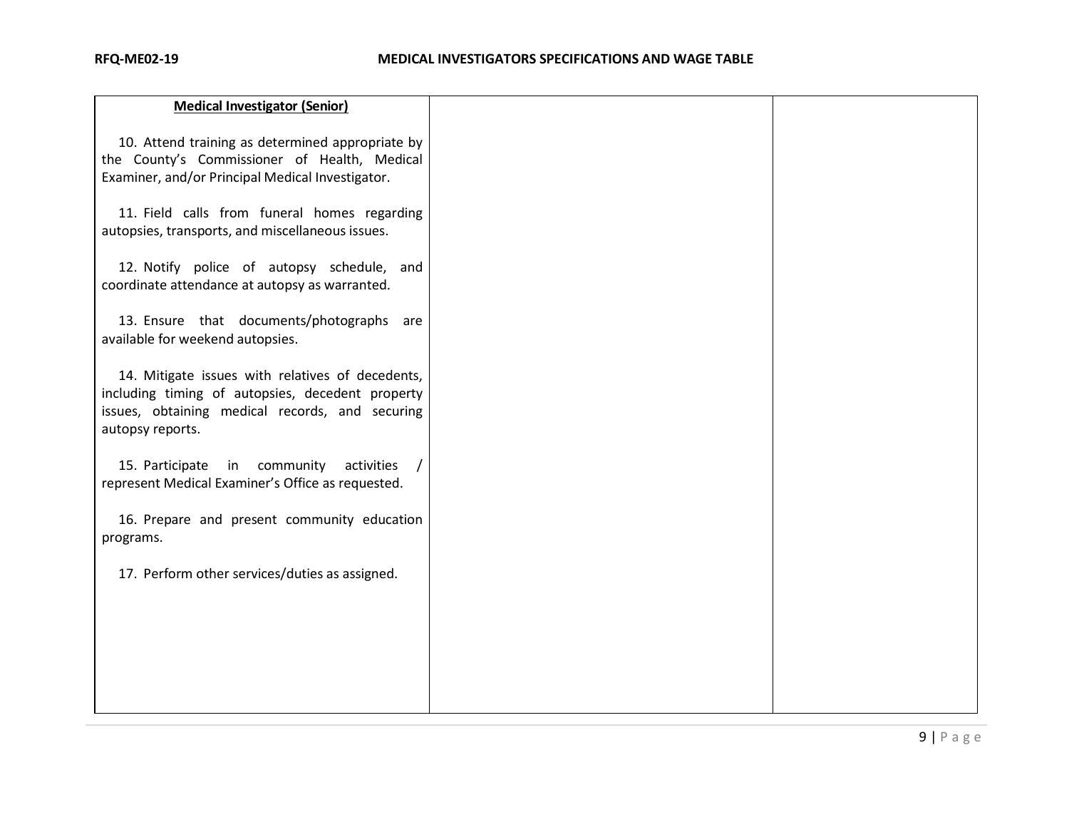| Medical Investigator (Senior) | | |
|---|---|---|
| 10. Attend training as determined appropriate by the County's Commissioner of Health, Medical Examiner, and/or Principal Medical Investigator.<br><br>11. Field calls from funeral homes regarding autopsies, transports, and miscellaneous issues.<br><br>12. Notify police of autopsy schedule, and coordinate attendance at autopsy as warranted.<br><br>13. Ensure that documents/photographs are available for weekend autopsies.<br><br>14. Mitigate issues with relatives of decedents, including timing of autopsies, decedent property issues, obtaining medical records, and securing autopsy reports.<br><br>15. Participate in community activities / represent Medical Examiner's Office as requested.<br><br>16. Prepare and present community education programs.<br><br>17. Perform other services/duties as assigned. | | |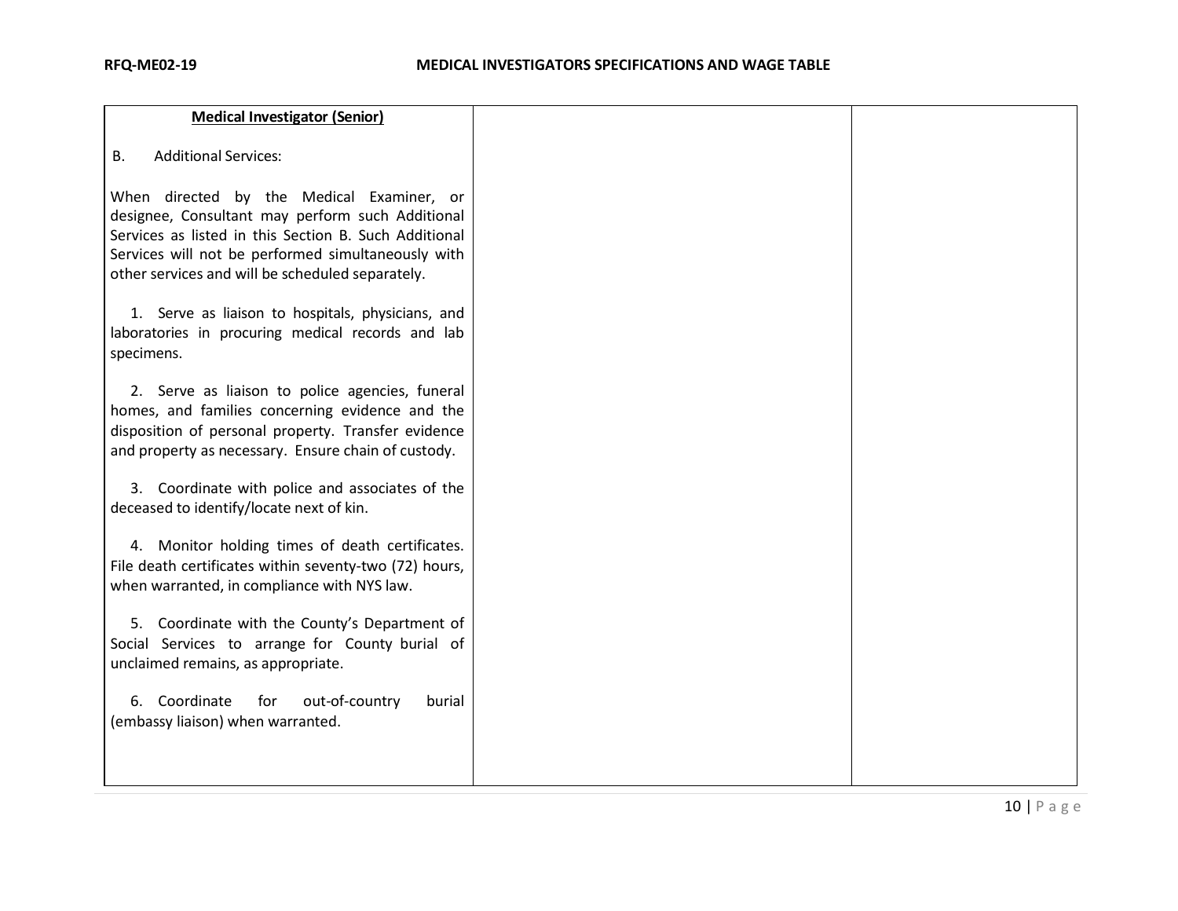| Medical Investigator (Senior)<br><br>B. Additional Services:<br><br>When directed by the Medical Examiner, or designee, Consultant may perform such Additional Services as listed in this Section B. Such Additional Services will not be performed simultaneously with other services and will be scheduled separately.<br><br>1. Serve as liaison to hospitals, physicians, and laboratories in procuring medical records and lab specimens.<br><br>2. Serve as liaison to police agencies, funeral homes, and families concerning evidence and the disposition of personal property. Transfer evidence and property as necessary. Ensure chain of custody.<br><br>3. Coordinate with police and associates of the deceased to identify/locate next of kin.<br><br>4. Monitor holding times of death certificates. File death certificates within seventy-two (72) hours, when warranted, in compliance with NYS law.<br><br>5. Coordinate with the County's Department of Social Services to arrange for County burial of unclaimed remains, as appropriate.<br><br>6. Coordinate for out-of-country burial (embassy liaison) when warranted. | | |
|---|---|---|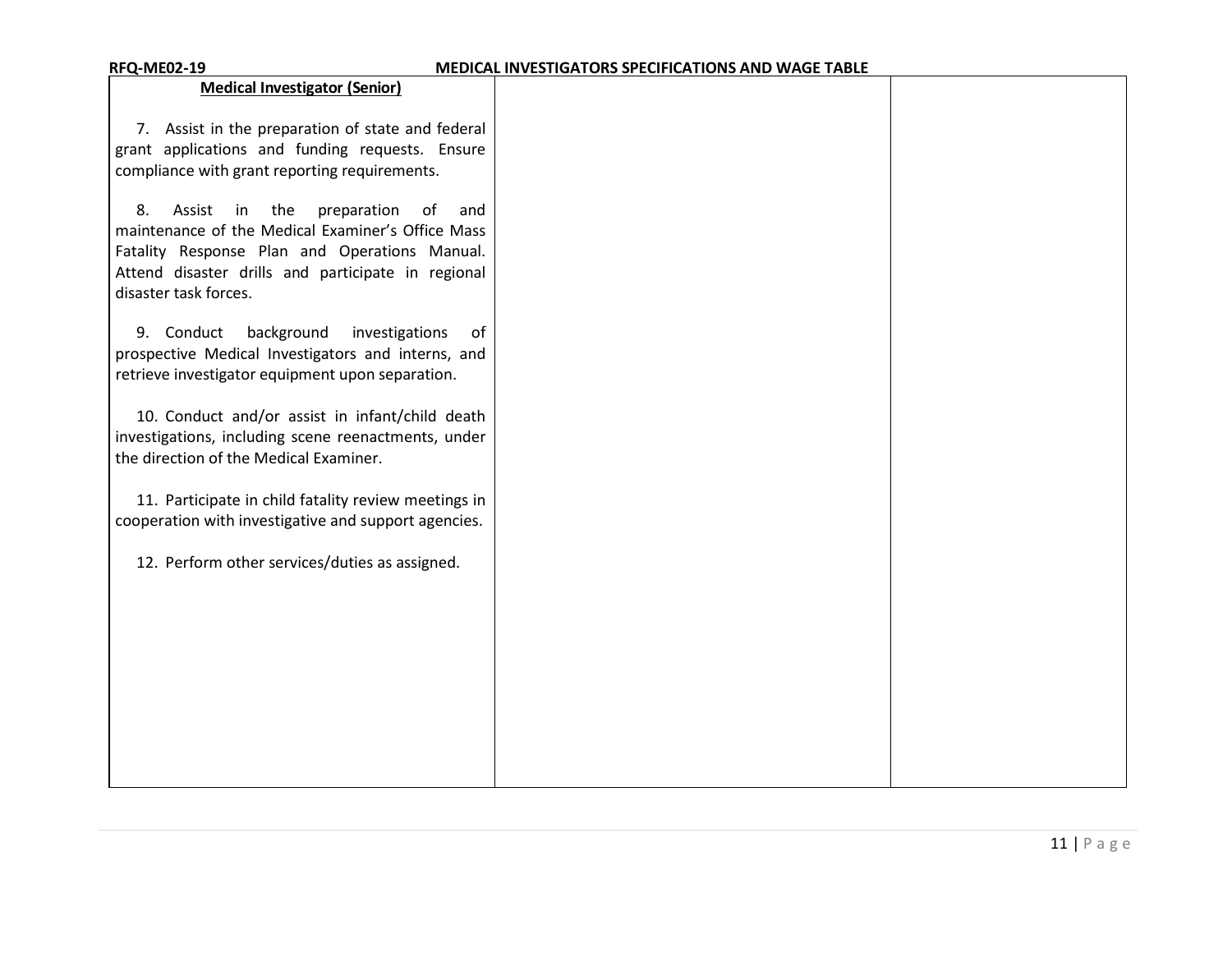| Medical Investigator (Senior) | | |
|---|---|---|
| 7. Assist in the preparation of state and federal grant applications and funding requests. Ensure compliance with grant reporting requirements.<br><br>8. Assist in the preparation of and maintenance of the Medical Examiner's Office Mass Fatality Response Plan and Operations Manual. Attend disaster drills and participate in regional disaster task forces.<br><br>9. Conduct background investigations of prospective Medical Investigators and interns, and retrieve investigator equipment upon separation.<br><br>10. Conduct and/or assist in infant/child death investigations, including scene reenactments, under the direction of the Medical Examiner.<br><br>11. Participate in child fatality review meetings in cooperation with investigative and support agencies.<br><br>12. Perform other services/duties as assigned. | | |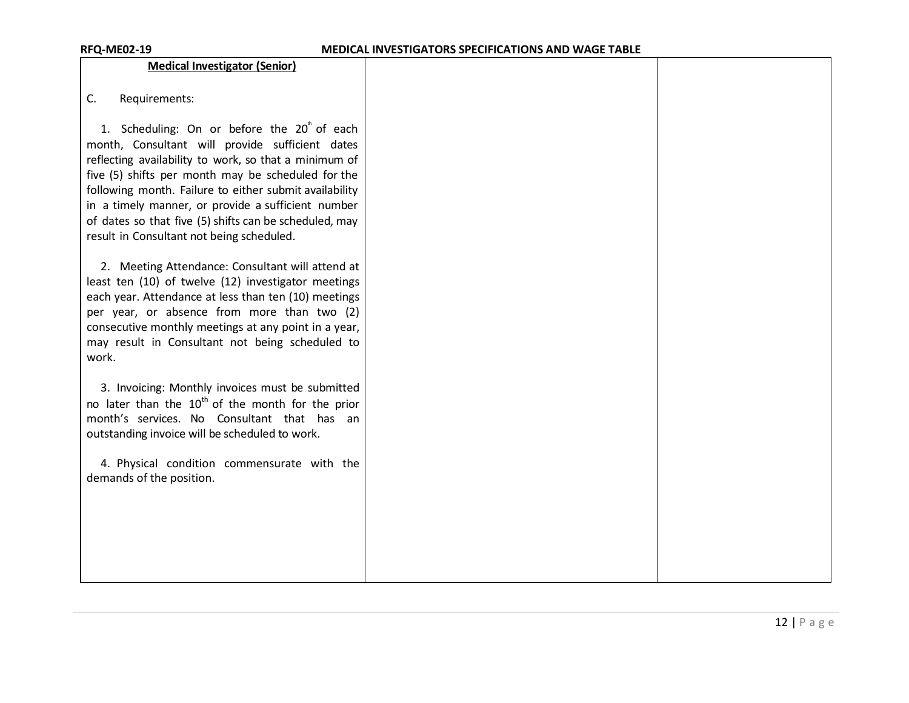| Medical Investigator (Senior) | | |
|---|---|---|
| C. Requirements:<br><br>1. Scheduling: On or before the 20th of each month, Consultant will provide sufficient dates reflecting availability to work, so that a minimum of five (5) shifts per month may be scheduled for the following month. Failure to either submit availability in a timely manner, or provide a sufficient number of dates so that five (5) shifts can be scheduled, may result in Consultant not being scheduled.<br><br>2. Meeting Attendance: Consultant will attend at least ten (10) of twelve (12) investigator meetings each year. Attendance at less than ten (10) meetings per year, or absence from more than two (2) consecutive monthly meetings at any point in a year, may result in Consultant not being scheduled to work.<br><br>3. Invoicing: Monthly invoices must be submitted no later than the 10th of the month for the prior month's services. No Consultant that has an outstanding invoice will be scheduled to work.<br><br>4. Physical condition commensurate with the demands of the position. | | |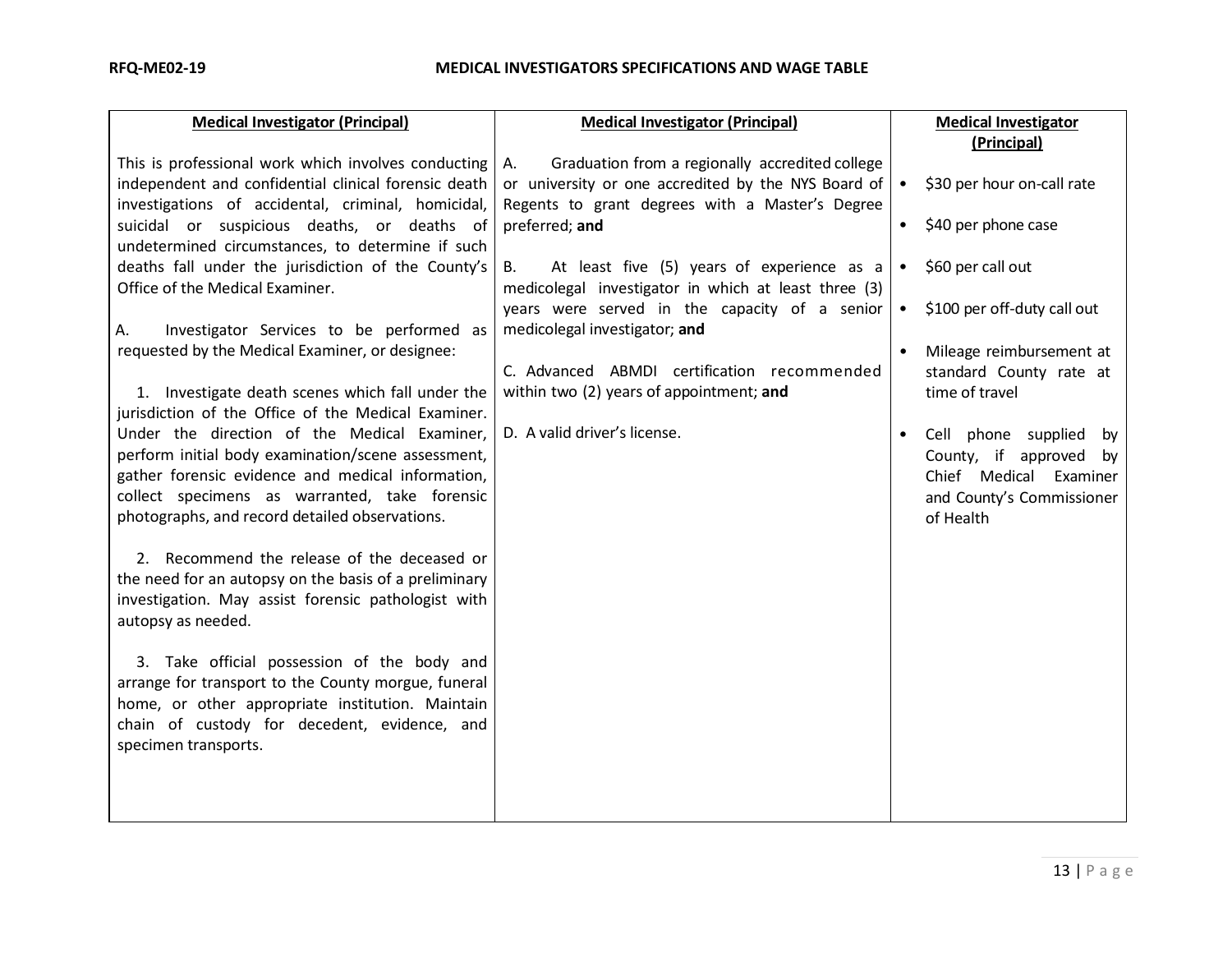| Medical Investigator (Principal) | Medical Investigator (Principal) | Medical Investigator (Principal) |
|---|---|---|
| This is professional work which involves conducting independent and confidential clinical forensic death investigations of accidental, criminal, homicidal, suicidal or suspicious deaths, or deaths of undetermined circumstances, to determine if such deaths fall under the jurisdiction of the County's Office of the Medical Examiner.<br><br>A. Investigator Services to be performed as requested by the Medical Examiner, or designee:<br><br>1. Investigate death scenes which fall under the jurisdiction of the Office of the Medical Examiner. Under the direction of the Medical Examiner, perform initial body examination/scene assessment, gather forensic evidence and medical information, collect specimens as warranted, take forensic photographs, and record detailed observations.<br><br>2. Recommend the release of the deceased or the need for an autopsy on the basis of a preliminary investigation. May assist forensic pathologist with autopsy as needed.<br><br>3. Take official possession of the body and arrange for transport to the County morgue, funeral home, or other appropriate institution. Maintain chain of custody for decedent, evidence, and specimen transports. | A. Graduation from a regionally accredited college or university or one accredited by the NYS Board of Regents to grant degrees with a Master's Degree preferred; **and**<br><br>B. At least five (5) years of experience as a medicolegal investigator in which at least three (3) years were served in the capacity of a senior medicolegal investigator; **and**<br><br>C. Advanced ABMDI certification recommended within two (2) years of appointment; **and**<br><br>D. A valid driver's license. | • $30 per hour on-call rate<br><br>• $40 per phone case<br><br>• $60 per call out<br><br>• $100 per off-duty call out<br><br>• Mileage reimbursement at standard County rate at time of travel<br><br>• Cell phone supplied by County, if approved by Chief Medical Examiner and County's Commissioner of Health |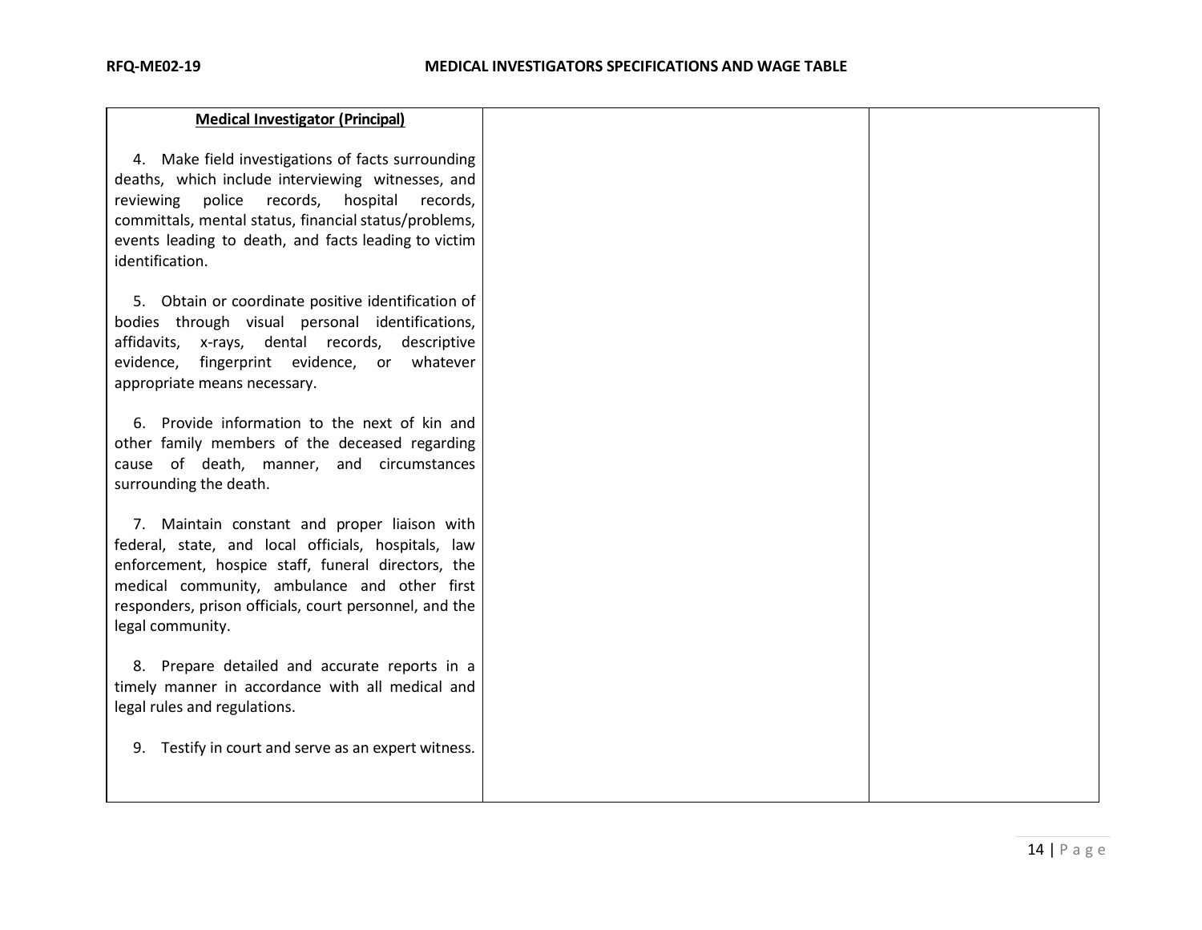| Medical Investigator (Principal) | | |
|---|---|---|
| 4. Make field investigations of facts surrounding deaths, which include interviewing witnesses, and reviewing police records, hospital records, committals, mental status, financial status/problems, events leading to death, and facts leading to victim identification.<br><br>5. Obtain or coordinate positive identification of bodies through visual personal identifications, affidavits, x-rays, dental records, descriptive evidence, fingerprint evidence, or whatever appropriate means necessary.<br><br>6. Provide information to the next of kin and other family members of the deceased regarding cause of death, manner, and circumstances surrounding the death.<br><br>7. Maintain constant and proper liaison with federal, state, and local officials, hospitals, law enforcement, hospice staff, funeral directors, the medical community, ambulance and other first responders, prison officials, court personnel, and the legal community.<br><br>8. Prepare detailed and accurate reports in a timely manner in accordance with all medical and legal rules and regulations.<br><br>9. Testify in court and serve as an expert witness. | | |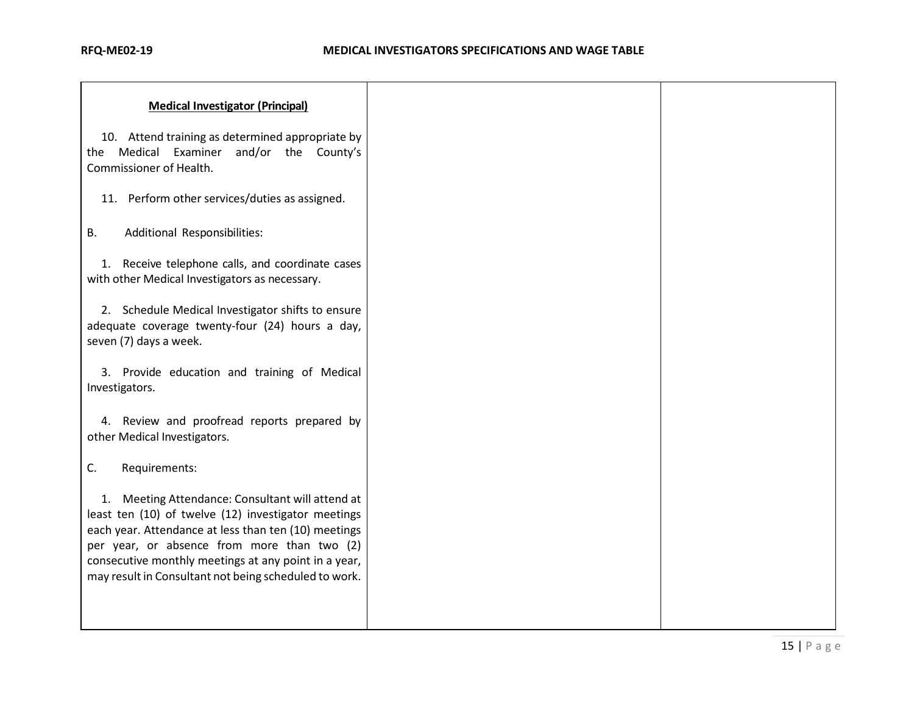| **Medical Investigator (Principal)**<br><br>10. Attend training as determined appropriate by the Medical Examiner and/or the County's Commissioner of Health.<br><br>11. Perform other services/duties as assigned.<br><br>B. Additional Responsibilities:<br><br>1. Receive telephone calls, and coordinate cases with other Medical Investigators as necessary.<br><br>2. Schedule Medical Investigator shifts to ensure adequate coverage twenty-four (24) hours a day, seven (7) days a week.<br><br>3. Provide education and training of Medical Investigators.<br><br>4. Review and proofread reports prepared by other Medical Investigators.<br><br>C. Requirements:<br><br>1. Meeting Attendance: Consultant will attend at least ten (10) of twelve (12) investigator meetings each year. Attendance at less than ten (10) meetings per year, or absence from more than two (2) consecutive monthly meetings at any point in a year, may result in Consultant not being scheduled to work. | | |
|---|---|---|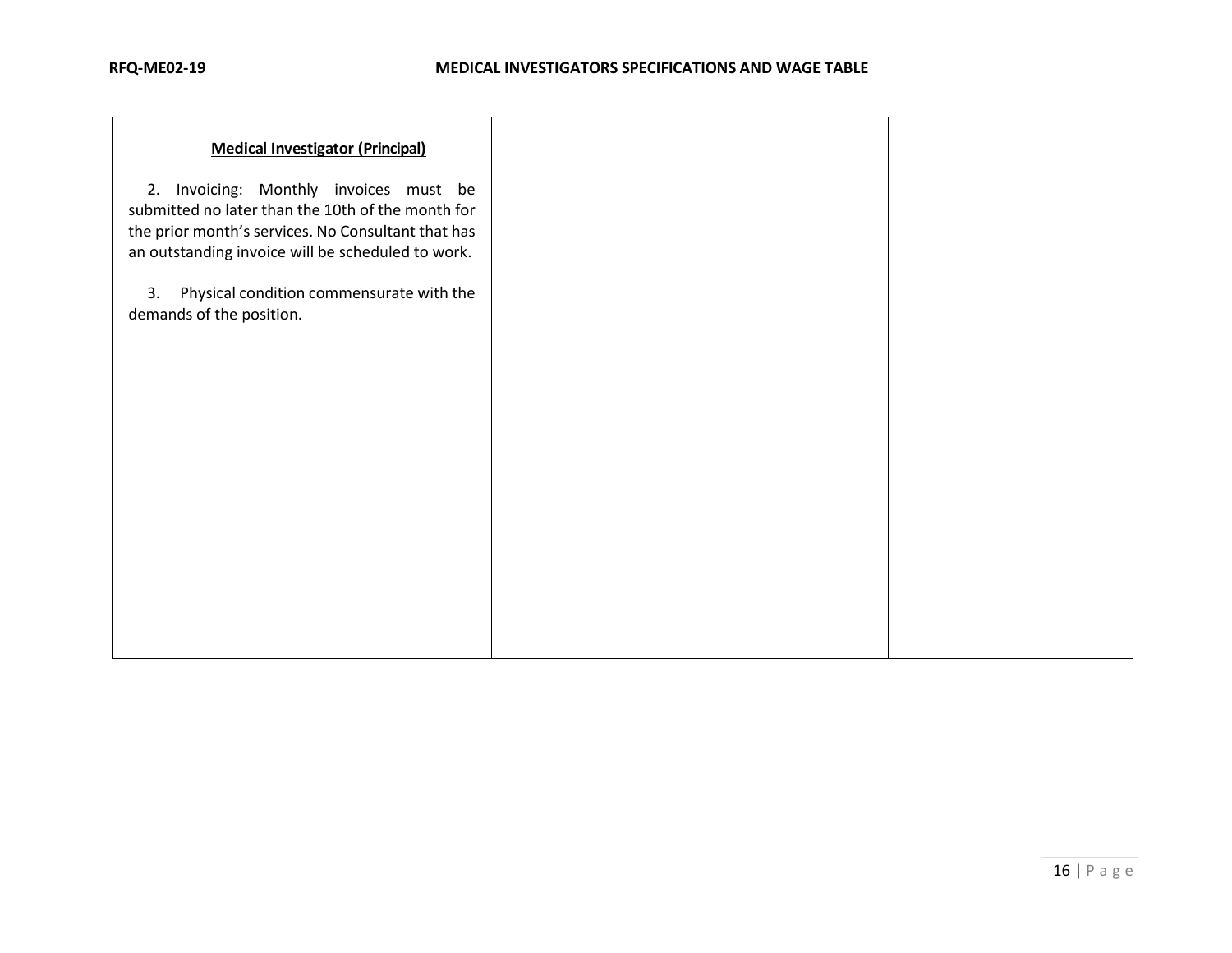| | | |
|---|---|---|
| **Medical Investigator (Principal)**<br><br>2. Invoicing: Monthly invoices must be submitted no later than the 10th of the month for the prior month's services. No Consultant that has an outstanding invoice will be scheduled to work.<br><br>3. Physical condition commensurate with the demands of the position. | | |